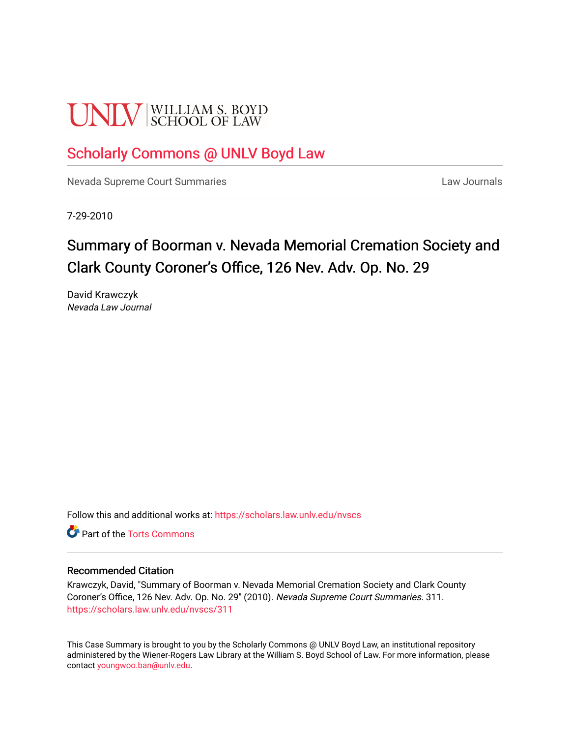UNLV | WILLIAM S. BOYD SCHOOL OF LAW

# Scholarly Commons @ UNLV Boyd Law

Nevada Supreme Court Summaries | Law Journals

7-29-2010

# Summary of Boorman v. Nevada Memorial Cremation Society and Clark County Coroner's Office, 126 Nev. Adv. Op. No. 29

David Krawczyk
*Nevada Law Journal*

Follow this and additional works at: https://scholars.law.unlv.edu/nvscs

Part of the Torts Commons

## Recommended Citation

Krawczyk, David, "Summary of Boorman v. Nevada Memorial Cremation Society and Clark County Coroner's Office, 126 Nev. Adv. Op. No. 29" (2010). *Nevada Supreme Court Summaries*. 311.
https://scholars.law.unlv.edu/nvscs/311

This Case Summary is brought to you by the Scholarly Commons @ UNLV Boyd Law, an institutional repository administered by the Wiener-Rogers Law Library at the William S. Boyd School of Law. For more information, please contact youngwoo.ban@unlv.edu.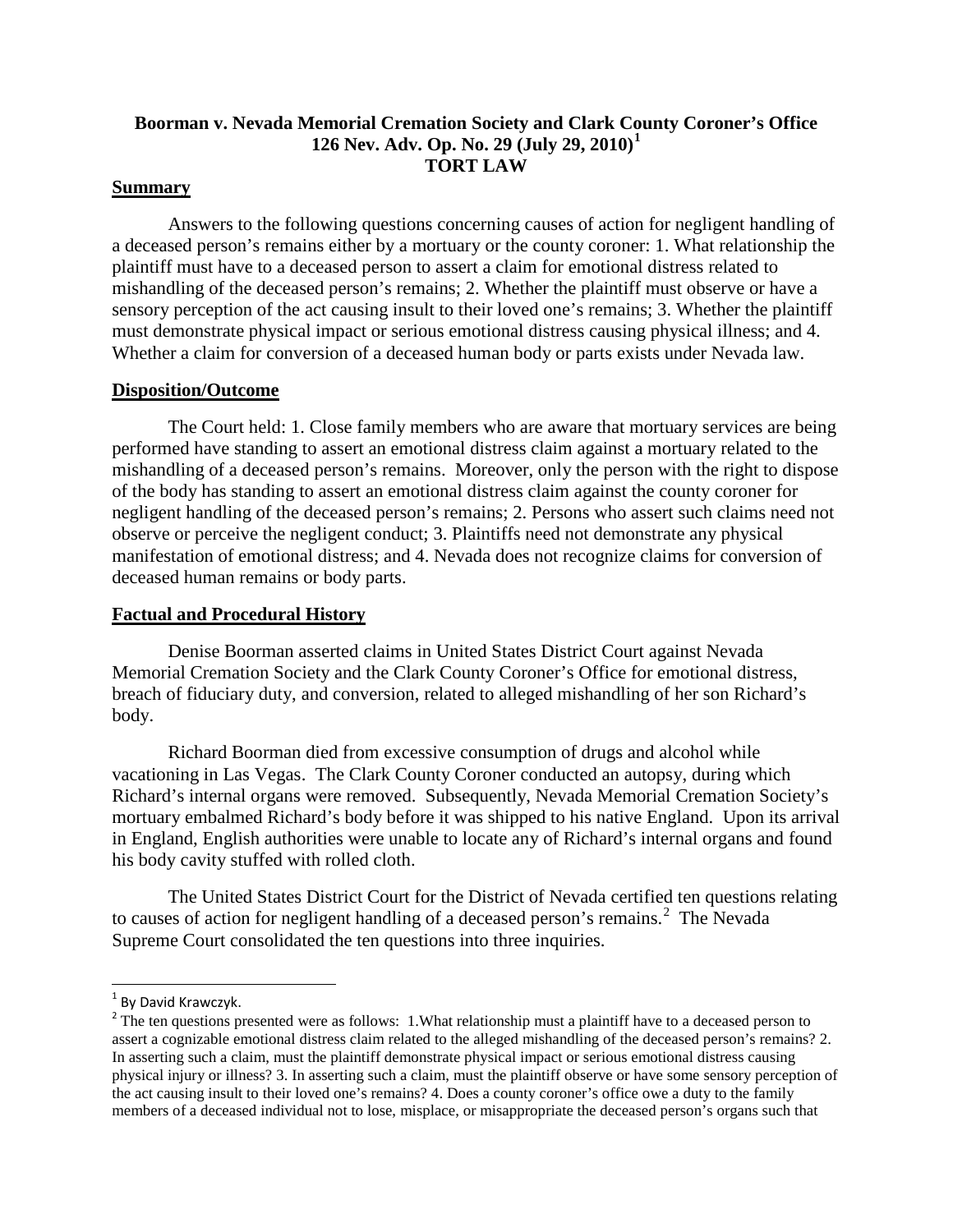**Boorman v. Nevada Memorial Cremation Society and Clark County Coroner's Office**
**126 Nev. Adv. Op. No. 29 (July 29, 2010)[1]**
**TORT LAW**

## Summary

Answers to the following questions concerning causes of action for negligent handling of a deceased person's remains either by a mortuary or the county coroner: 1. What relationship the plaintiff must have to a deceased person to assert a claim for emotional distress related to mishandling of the deceased person's remains; 2. Whether the plaintiff must observe or have a sensory perception of the act causing insult to their loved one's remains; 3. Whether the plaintiff must demonstrate physical impact or serious emotional distress causing physical illness; and 4. Whether a claim for conversion of a deceased human body or parts exists under Nevada law.

## Disposition/Outcome

The Court held: 1. Close family members who are aware that mortuary services are being performed have standing to assert an emotional distress claim against a mortuary related to the mishandling of a deceased person's remains. Moreover, only the person with the right to dispose of the body has standing to assert an emotional distress claim against the county coroner for negligent handling of the deceased person's remains; 2. Persons who assert such claims need not observe or perceive the negligent conduct; 3. Plaintiffs need not demonstrate any physical manifestation of emotional distress; and 4. Nevada does not recognize claims for conversion of deceased human remains or body parts.

## Factual and Procedural History

Denise Boorman asserted claims in United States District Court against Nevada Memorial Cremation Society and the Clark County Coroner's Office for emotional distress, breach of fiduciary duty, and conversion, related to alleged mishandling of her son Richard's body.

Richard Boorman died from excessive consumption of drugs and alcohol while vacationing in Las Vegas. The Clark County Coroner conducted an autopsy, during which Richard's internal organs were removed. Subsequently, Nevada Memorial Cremation Society's mortuary embalmed Richard's body before it was shipped to his native England. Upon its arrival in England, English authorities were unable to locate any of Richard's internal organs and found his body cavity stuffed with rolled cloth.

The United States District Court for the District of Nevada certified ten questions relating to causes of action for negligent handling of a deceased person's remains.[2] The Nevada Supreme Court consolidated the ten questions into three inquiries.

---

[1] By David Krawczyk.

[2] The ten questions presented were as follows: 1.What relationship must a plaintiff have to a deceased person to assert a cognizable emotional distress claim related to the alleged mishandling of the deceased person's remains? 2. In asserting such a claim, must the plaintiff demonstrate physical impact or serious emotional distress causing physical injury or illness? 3. In asserting such a claim, must the plaintiff observe or have some sensory perception of the act causing insult to their loved one's remains? 4. Does a county coroner's office owe a duty to the family members of a deceased individual not to lose, misplace, or misappropriate the deceased person's organs such that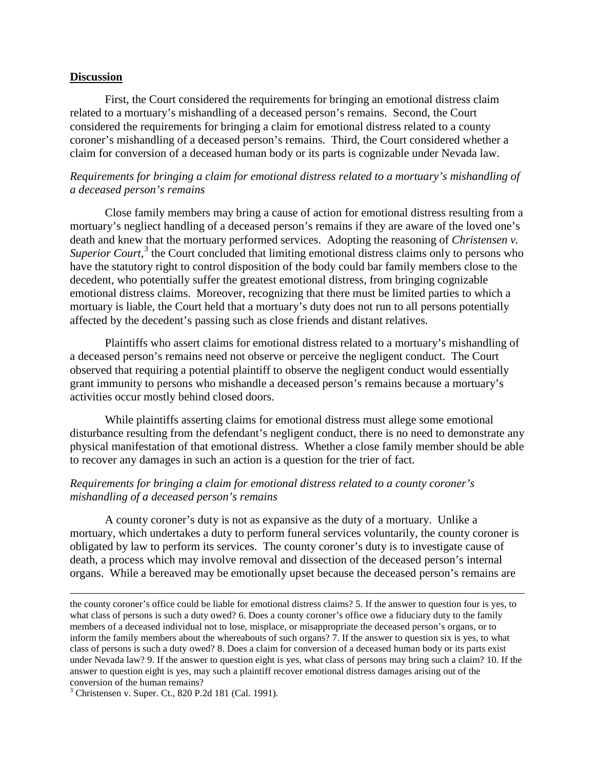## **Discussion**

First, the Court considered the requirements for bringing an emotional distress claim related to a mortuary's mishandling of a deceased person's remains. Second, the Court considered the requirements for bringing a claim for emotional distress related to a county coroner's mishandling of a deceased person's remains. Third, the Court considered whether a claim for conversion of a deceased human body or its parts is cognizable under Nevada law.

### *Requirements for bringing a claim for emotional distress related to a mortuary's mishandling of a deceased person's remains*

Close family members may bring a cause of action for emotional distress resulting from a mortuary's negliect handling of a deceased person's remains if they are aware of the loved one's death and knew that the mortuary performed services. Adopting the reasoning of *Christensen v. Superior Court*,[3] the Court concluded that limiting emotional distress claims only to persons who have the statutory right to control disposition of the body could bar family members close to the decedent, who potentially suffer the greatest emotional distress, from bringing cognizable emotional distress claims. Moreover, recognizing that there must be limited parties to which a mortuary is liable, the Court held that a mortuary's duty does not run to all persons potentially affected by the decedent's passing such as close friends and distant relatives.

Plaintiffs who assert claims for emotional distress related to a mortuary's mishandling of a deceased person's remains need not observe or perceive the negligent conduct. The Court observed that requiring a potential plaintiff to observe the negligent conduct would essentially grant immunity to persons who mishandle a deceased person's remains because a mortuary's activities occur mostly behind closed doors.

While plaintiffs asserting claims for emotional distress must allege some emotional disturbance resulting from the defendant's negligent conduct, there is no need to demonstrate any physical manifestation of that emotional distress. Whether a close family member should be able to recover any damages in such an action is a question for the trier of fact.

### *Requirements for bringing a claim for emotional distress related to a county coroner's mishandling of a deceased person's remains*

A county coroner's duty is not as expansive as the duty of a mortuary. Unlike a mortuary, which undertakes a duty to perform funeral services voluntarily, the county coroner is obligated by law to perform its services. The county coroner's duty is to investigate cause of death, a process which may involve removal and dissection of the deceased person's internal organs. While a bereaved may be emotionally upset because the deceased person's remains are

---

the county coroner's office could be liable for emotional distress claims? 5. If the answer to question four is yes, to what class of persons is such a duty owed? 6. Does a county coroner's office owe a fiduciary duty to the family members of a deceased individual not to lose, misplace, or misappropriate the deceased person's organs, or to inform the family members about the whereabouts of such organs? 7. If the answer to question six is yes, to what class of persons is such a duty owed? 8. Does a claim for conversion of a deceased human body or its parts exist under Nevada law? 9. If the answer to question eight is yes, what class of persons may bring such a claim? 10. If the answer to question eight is yes, may such a plaintiff recover emotional distress damages arising out of the conversion of the human remains?

[3] Christensen v. Super. Ct., 820 P.2d 181 (Cal. 1991).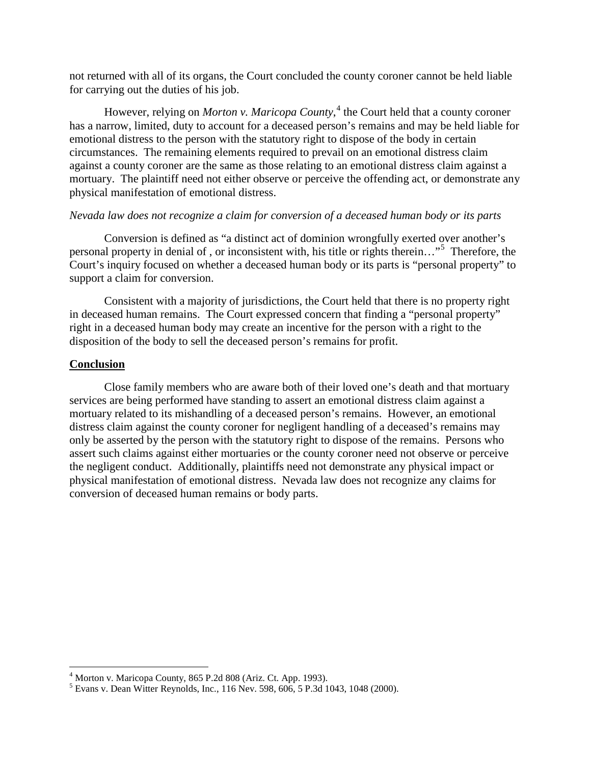not returned with all of its organs, the Court concluded the county coroner cannot be held liable for carrying out the duties of his job.

However, relying on *Morton v. Maricopa County*,[4] the Court held that a county coroner has a narrow, limited, duty to account for a deceased person's remains and may be held liable for emotional distress to the person with the statutory right to dispose of the body in certain circumstances. The remaining elements required to prevail on an emotional distress claim against a county coroner are the same as those relating to an emotional distress claim against a mortuary. The plaintiff need not either observe or perceive the offending act, or demonstrate any physical manifestation of emotional distress.

*Nevada law does not recognize a claim for conversion of a deceased human body or its parts*

Conversion is defined as "a distinct act of dominion wrongfully exerted over another's personal property in denial of , or inconsistent with, his title or rights therein…"[5] Therefore, the Court's inquiry focused on whether a deceased human body or its parts is "personal property" to support a claim for conversion.

Consistent with a majority of jurisdictions, the Court held that there is no property right in deceased human remains. The Court expressed concern that finding a "personal property" right in a deceased human body may create an incentive for the person with a right to the disposition of the body to sell the deceased person's remains for profit.

**Conclusion**

Close family members who are aware both of their loved one's death and that mortuary services are being performed have standing to assert an emotional distress claim against a mortuary related to its mishandling of a deceased person's remains. However, an emotional distress claim against the county coroner for negligent handling of a deceased's remains may only be asserted by the person with the statutory right to dispose of the remains. Persons who assert such claims against either mortuaries or the county coroner need not observe or perceive the negligent conduct. Additionally, plaintiffs need not demonstrate any physical impact or physical manifestation of emotional distress. Nevada law does not recognize any claims for conversion of deceased human remains or body parts.

---

[4] Morton v. Maricopa County, 865 P.2d 808 (Ariz. Ct. App. 1993).

[5] Evans v. Dean Witter Reynolds, Inc., 116 Nev. 598, 606, 5 P.3d 1043, 1048 (2000).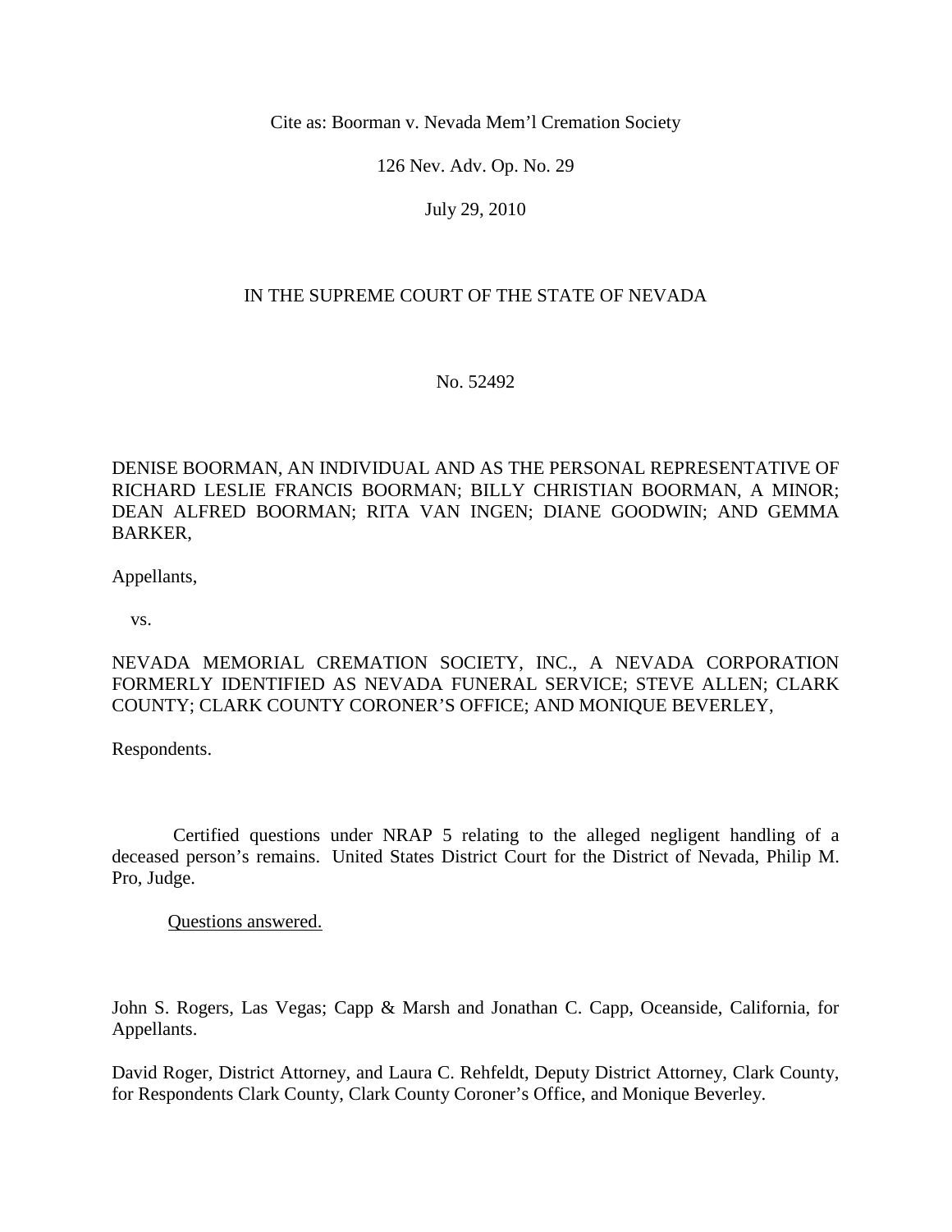Cite as: Boorman v. Nevada Mem'l Cremation Society

126 Nev. Adv. Op. No. 29

July 29, 2010

IN THE SUPREME COURT OF THE STATE OF NEVADA

No. 52492

DENISE BOORMAN, AN INDIVIDUAL AND AS THE PERSONAL REPRESENTATIVE OF RICHARD LESLIE FRANCIS BOORMAN; BILLY CHRISTIAN BOORMAN, A MINOR; DEAN ALFRED BOORMAN; RITA VAN INGEN; DIANE GOODWIN; AND GEMMA BARKER,

Appellants,

vs.

NEVADA MEMORIAL CREMATION SOCIETY, INC., A NEVADA CORPORATION FORMERLY IDENTIFIED AS NEVADA FUNERAL SERVICE; STEVE ALLEN; CLARK COUNTY; CLARK COUNTY CORONER'S OFFICE; AND MONIQUE BEVERLEY,

Respondents.

Certified questions under NRAP 5 relating to the alleged negligent handling of a deceased person's remains. United States District Court for the District of Nevada, Philip M. Pro, Judge.

Questions answered.

John S. Rogers, Las Vegas; Capp & Marsh and Jonathan C. Capp, Oceanside, California, for Appellants.

David Roger, District Attorney, and Laura C. Rehfeldt, Deputy District Attorney, Clark County, for Respondents Clark County, Clark County Coroner's Office, and Monique Beverley.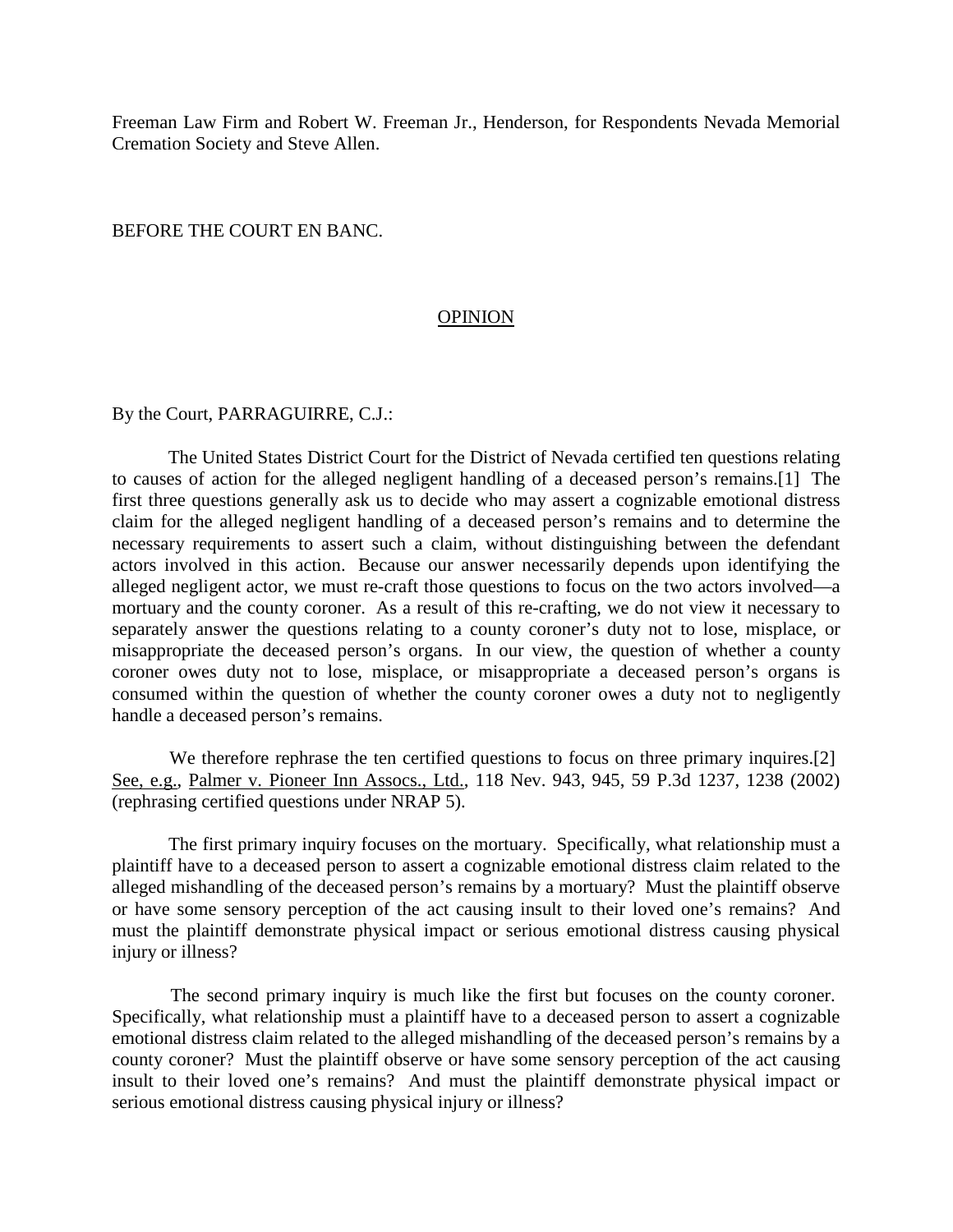Freeman Law Firm and Robert W. Freeman Jr., Henderson, for Respondents Nevada Memorial Cremation Society and Steve Allen.

BEFORE THE COURT EN BANC.

## OPINION

By the Court, PARRAGUIRRE, C.J.:

The United States District Court for the District of Nevada certified ten questions relating to causes of action for the alleged negligent handling of a deceased person's remains.[1] The first three questions generally ask us to decide who may assert a cognizable emotional distress claim for the alleged negligent handling of a deceased person's remains and to determine the necessary requirements to assert such a claim, without distinguishing between the defendant actors involved in this action. Because our answer necessarily depends upon identifying the alleged negligent actor, we must re-craft those questions to focus on the two actors involved—a mortuary and the county coroner. As a result of this re-crafting, we do not view it necessary to separately answer the questions relating to a county coroner's duty not to lose, misplace, or misappropriate the deceased person's organs. In our view, the question of whether a county coroner owes duty not to lose, misplace, or misappropriate a deceased person's organs is consumed within the question of whether the county coroner owes a duty not to negligently handle a deceased person's remains.

We therefore rephrase the ten certified questions to focus on three primary inquires.[2] See, e.g., Palmer v. Pioneer Inn Assocs., Ltd., 118 Nev. 943, 945, 59 P.3d 1237, 1238 (2002) (rephrasing certified questions under NRAP 5).

The first primary inquiry focuses on the mortuary. Specifically, what relationship must a plaintiff have to a deceased person to assert a cognizable emotional distress claim related to the alleged mishandling of the deceased person's remains by a mortuary? Must the plaintiff observe or have some sensory perception of the act causing insult to their loved one's remains? And must the plaintiff demonstrate physical impact or serious emotional distress causing physical injury or illness?

The second primary inquiry is much like the first but focuses on the county coroner. Specifically, what relationship must a plaintiff have to a deceased person to assert a cognizable emotional distress claim related to the alleged mishandling of the deceased person's remains by a county coroner? Must the plaintiff observe or have some sensory perception of the act causing insult to their loved one's remains? And must the plaintiff demonstrate physical impact or serious emotional distress causing physical injury or illness?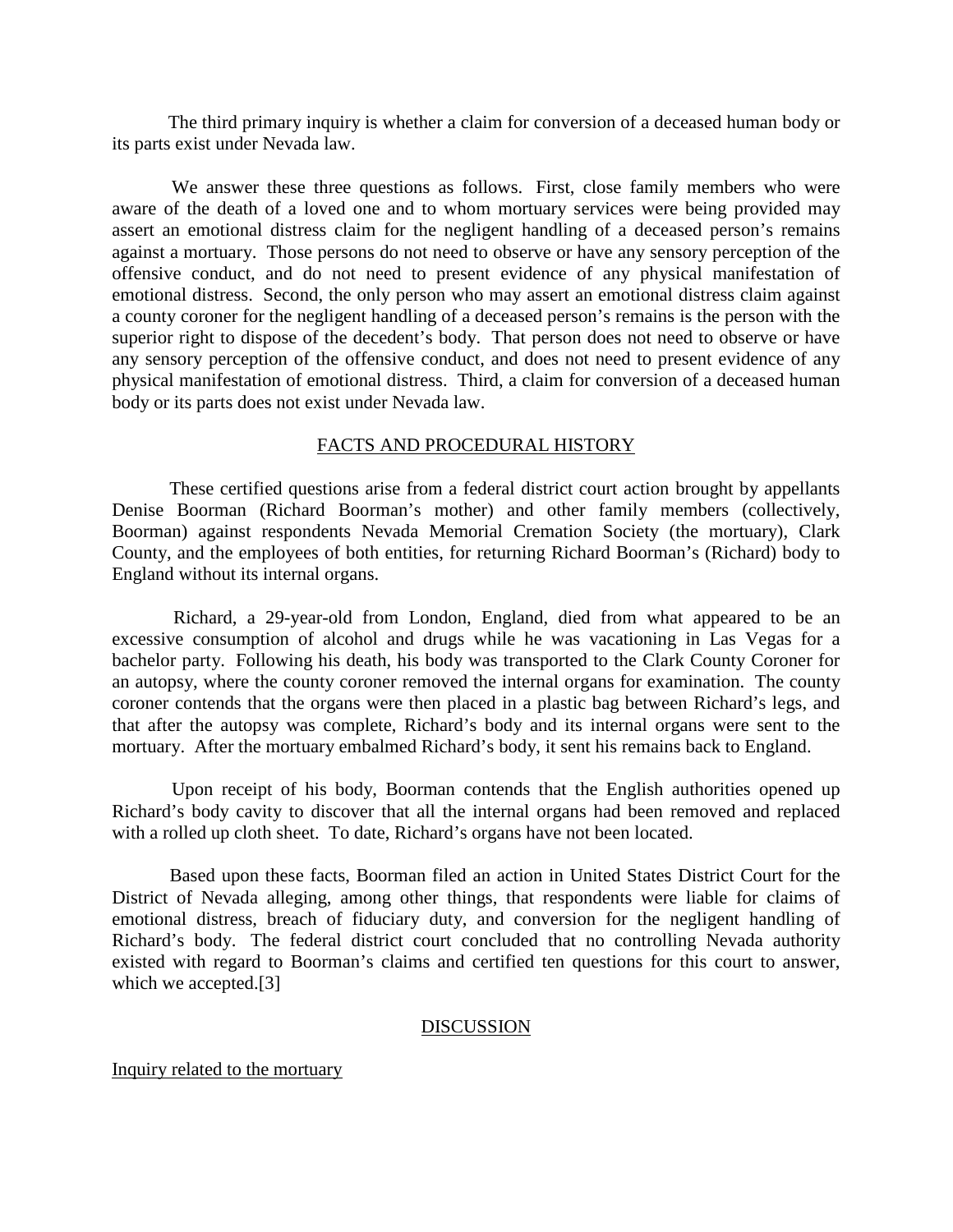The third primary inquiry is whether a claim for conversion of a deceased human body or its parts exist under Nevada law.

We answer these three questions as follows. First, close family members who were aware of the death of a loved one and to whom mortuary services were being provided may assert an emotional distress claim for the negligent handling of a deceased person's remains against a mortuary. Those persons do not need to observe or have any sensory perception of the offensive conduct, and do not need to present evidence of any physical manifestation of emotional distress. Second, the only person who may assert an emotional distress claim against a county coroner for the negligent handling of a deceased person's remains is the person with the superior right to dispose of the decedent's body. That person does not need to observe or have any sensory perception of the offensive conduct, and does not need to present evidence of any physical manifestation of emotional distress. Third, a claim for conversion of a deceased human body or its parts does not exist under Nevada law.

## FACTS AND PROCEDURAL HISTORY

These certified questions arise from a federal district court action brought by appellants Denise Boorman (Richard Boorman's mother) and other family members (collectively, Boorman) against respondents Nevada Memorial Cremation Society (the mortuary), Clark County, and the employees of both entities, for returning Richard Boorman's (Richard) body to England without its internal organs.

Richard, a 29-year-old from London, England, died from what appeared to be an excessive consumption of alcohol and drugs while he was vacationing in Las Vegas for a bachelor party. Following his death, his body was transported to the Clark County Coroner for an autopsy, where the county coroner removed the internal organs for examination. The county coroner contends that the organs were then placed in a plastic bag between Richard's legs, and that after the autopsy was complete, Richard's body and its internal organs were sent to the mortuary. After the mortuary embalmed Richard's body, it sent his remains back to England.

Upon receipt of his body, Boorman contends that the English authorities opened up Richard's body cavity to discover that all the internal organs had been removed and replaced with a rolled up cloth sheet. To date, Richard's organs have not been located.

Based upon these facts, Boorman filed an action in United States District Court for the District of Nevada alleging, among other things, that respondents were liable for claims of emotional distress, breach of fiduciary duty, and conversion for the negligent handling of Richard's body. The federal district court concluded that no controlling Nevada authority existed with regard to Boorman's claims and certified ten questions for this court to answer, which we accepted.[3]

## DISCUSSION

### Inquiry related to the mortuary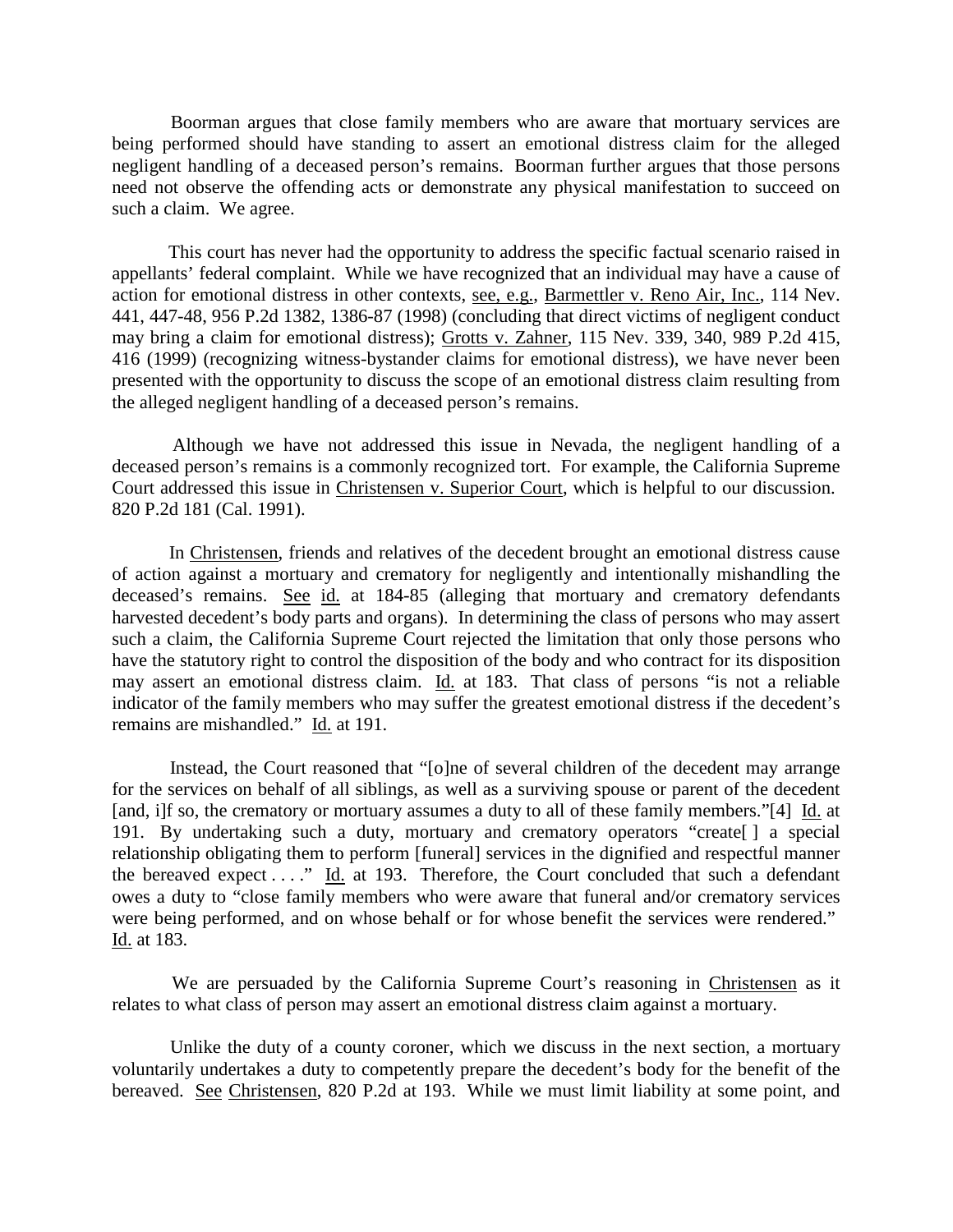Boorman argues that close family members who are aware that mortuary services are being performed should have standing to assert an emotional distress claim for the alleged negligent handling of a deceased person's remains. Boorman further argues that those persons need not observe the offending acts or demonstrate any physical manifestation to succeed on such a claim. We agree.

This court has never had the opportunity to address the specific factual scenario raised in appellants' federal complaint. While we have recognized that an individual may have a cause of action for emotional distress in other contexts, see, e.g., Barmettler v. Reno Air, Inc., 114 Nev. 441, 447-48, 956 P.2d 1382, 1386-87 (1998) (concluding that direct victims of negligent conduct may bring a claim for emotional distress); Grotts v. Zahner, 115 Nev. 339, 340, 989 P.2d 415, 416 (1999) (recognizing witness-bystander claims for emotional distress), we have never been presented with the opportunity to discuss the scope of an emotional distress claim resulting from the alleged negligent handling of a deceased person's remains.

Although we have not addressed this issue in Nevada, the negligent handling of a deceased person's remains is a commonly recognized tort. For example, the California Supreme Court addressed this issue in Christensen v. Superior Court, which is helpful to our discussion. 820 P.2d 181 (Cal. 1991).

In Christensen, friends and relatives of the decedent brought an emotional distress cause of action against a mortuary and crematory for negligently and intentionally mishandling the deceased's remains. See id. at 184-85 (alleging that mortuary and crematory defendants harvested decedent's body parts and organs). In determining the class of persons who may assert such a claim, the California Supreme Court rejected the limitation that only those persons who have the statutory right to control the disposition of the body and who contract for its disposition may assert an emotional distress claim. Id. at 183. That class of persons "is not a reliable indicator of the family members who may suffer the greatest emotional distress if the decedent's remains are mishandled." Id. at 191.

Instead, the Court reasoned that "[o]ne of several children of the decedent may arrange for the services on behalf of all siblings, as well as a surviving spouse or parent of the decedent [and, i]f so, the crematory or mortuary assumes a duty to all of these family members."[4] Id. at 191. By undertaking such a duty, mortuary and crematory operators "create[ ] a special relationship obligating them to perform [funeral] services in the dignified and respectful manner the bereaved expect . . . ." Id. at 193. Therefore, the Court concluded that such a defendant owes a duty to "close family members who were aware that funeral and/or crematory services were being performed, and on whose behalf or for whose benefit the services were rendered." Id. at 183.

We are persuaded by the California Supreme Court's reasoning in Christensen as it relates to what class of person may assert an emotional distress claim against a mortuary.

Unlike the duty of a county coroner, which we discuss in the next section, a mortuary voluntarily undertakes a duty to competently prepare the decedent's body for the benefit of the bereaved. See Christensen, 820 P.2d at 193. While we must limit liability at some point, and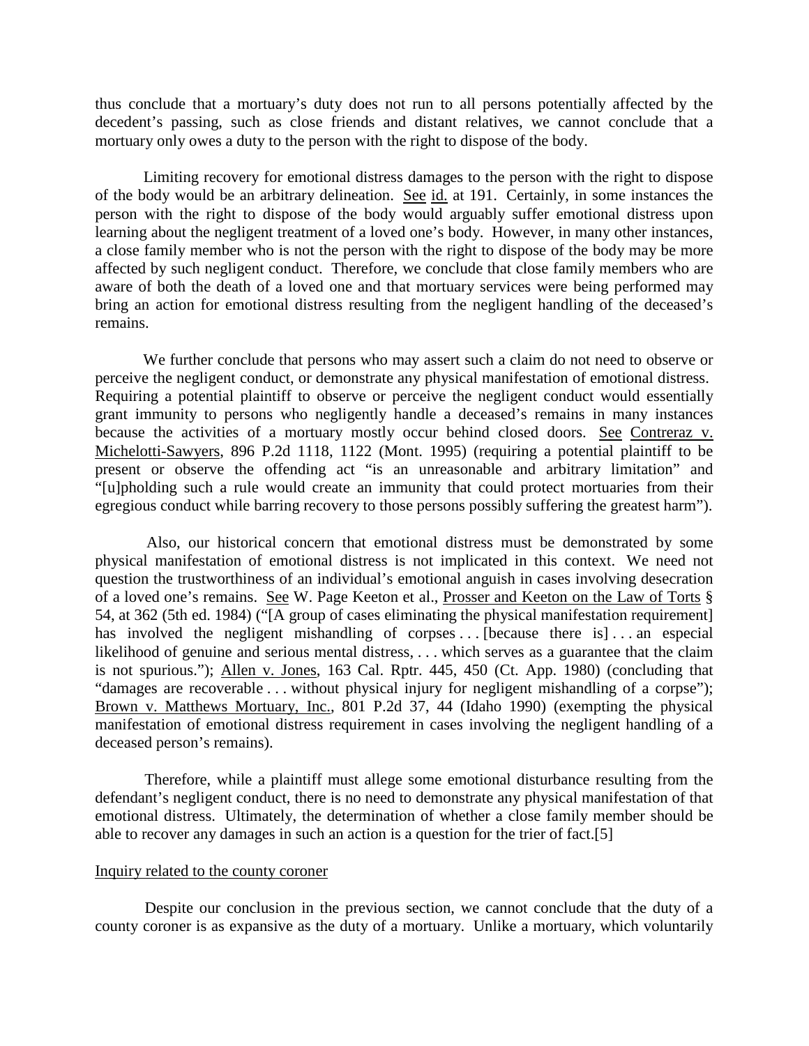thus conclude that a mortuary's duty does not run to all persons potentially affected by the decedent's passing, such as close friends and distant relatives, we cannot conclude that a mortuary only owes a duty to the person with the right to dispose of the body.

Limiting recovery for emotional distress damages to the person with the right to dispose of the body would be an arbitrary delineation. See id. at 191. Certainly, in some instances the person with the right to dispose of the body would arguably suffer emotional distress upon learning about the negligent treatment of a loved one's body. However, in many other instances, a close family member who is not the person with the right to dispose of the body may be more affected by such negligent conduct. Therefore, we conclude that close family members who are aware of both the death of a loved one and that mortuary services were being performed may bring an action for emotional distress resulting from the negligent handling of the deceased's remains.

We further conclude that persons who may assert such a claim do not need to observe or perceive the negligent conduct, or demonstrate any physical manifestation of emotional distress. Requiring a potential plaintiff to observe or perceive the negligent conduct would essentially grant immunity to persons who negligently handle a deceased's remains in many instances because the activities of a mortuary mostly occur behind closed doors. See Contreraz v. Michelotti-Sawyers, 896 P.2d 1118, 1122 (Mont. 1995) (requiring a potential plaintiff to be present or observe the offending act "is an unreasonable and arbitrary limitation" and "[u]pholding such a rule would create an immunity that could protect mortuaries from their egregious conduct while barring recovery to those persons possibly suffering the greatest harm").

Also, our historical concern that emotional distress must be demonstrated by some physical manifestation of emotional distress is not implicated in this context. We need not question the trustworthiness of an individual's emotional anguish in cases involving desecration of a loved one's remains. See W. Page Keeton et al., Prosser and Keeton on the Law of Torts § 54, at 362 (5th ed. 1984) ("[A group of cases eliminating the physical manifestation requirement] has involved the negligent mishandling of corpses . . . [because there is] . . . an especial likelihood of genuine and serious mental distress, . . . which serves as a guarantee that the claim is not spurious."); Allen v. Jones, 163 Cal. Rptr. 445, 450 (Ct. App. 1980) (concluding that "damages are recoverable . . . without physical injury for negligent mishandling of a corpse"); Brown v. Matthews Mortuary, Inc., 801 P.2d 37, 44 (Idaho 1990) (exempting the physical manifestation of emotional distress requirement in cases involving the negligent handling of a deceased person's remains).

Therefore, while a plaintiff must allege some emotional disturbance resulting from the defendant's negligent conduct, there is no need to demonstrate any physical manifestation of that emotional distress. Ultimately, the determination of whether a close family member should be able to recover any damages in such an action is a question for the trier of fact.[5]

Inquiry related to the county coroner

Despite our conclusion in the previous section, we cannot conclude that the duty of a county coroner is as expansive as the duty of a mortuary. Unlike a mortuary, which voluntarily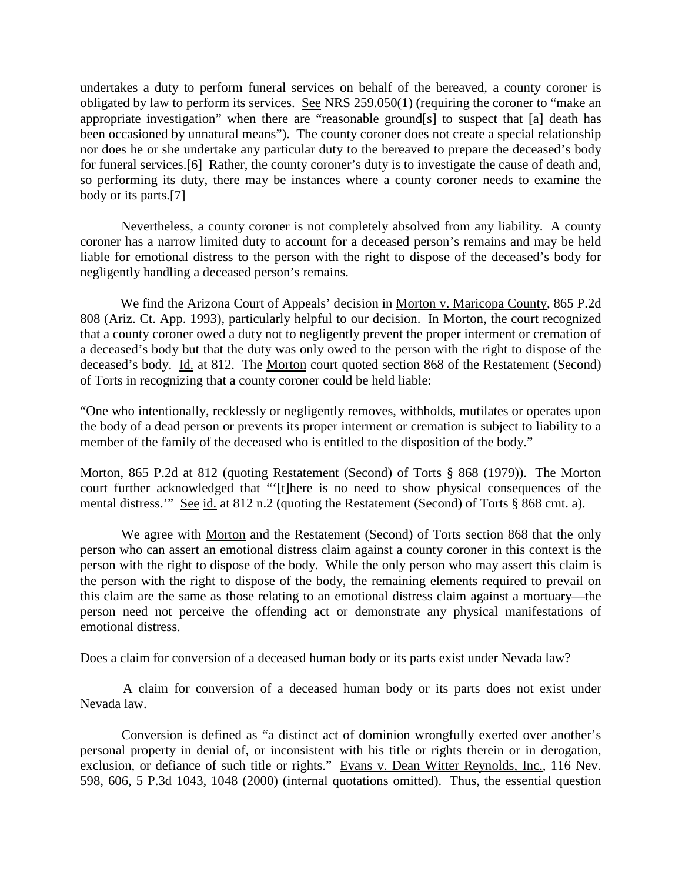undertakes a duty to perform funeral services on behalf of the bereaved, a county coroner is obligated by law to perform its services. See NRS 259.050(1) (requiring the coroner to "make an appropriate investigation" when there are "reasonable ground[s] to suspect that [a] death has been occasioned by unnatural means"). The county coroner does not create a special relationship nor does he or she undertake any particular duty to the bereaved to prepare the deceased's body for funeral services.[6] Rather, the county coroner's duty is to investigate the cause of death and, so performing its duty, there may be instances where a county coroner needs to examine the body or its parts.[7]

Nevertheless, a county coroner is not completely absolved from any liability. A county coroner has a narrow limited duty to account for a deceased person's remains and may be held liable for emotional distress to the person with the right to dispose of the deceased's body for negligently handling a deceased person's remains.

We find the Arizona Court of Appeals' decision in Morton v. Maricopa County, 865 P.2d 808 (Ariz. Ct. App. 1993), particularly helpful to our decision. In Morton, the court recognized that a county coroner owed a duty not to negligently prevent the proper interment or cremation of a deceased's body but that the duty was only owed to the person with the right to dispose of the deceased's body. Id. at 812. The Morton court quoted section 868 of the Restatement (Second) of Torts in recognizing that a county coroner could be held liable:

"One who intentionally, recklessly or negligently removes, withholds, mutilates or operates upon the body of a dead person or prevents its proper interment or cremation is subject to liability to a member of the family of the deceased who is entitled to the disposition of the body."

Morton, 865 P.2d at 812 (quoting Restatement (Second) of Torts § 868 (1979)). The Morton court further acknowledged that "'[t]here is no need to show physical consequences of the mental distress.'" See id. at 812 n.2 (quoting the Restatement (Second) of Torts § 868 cmt. a).

We agree with Morton and the Restatement (Second) of Torts section 868 that the only person who can assert an emotional distress claim against a county coroner in this context is the person with the right to dispose of the body. While the only person who may assert this claim is the person with the right to dispose of the body, the remaining elements required to prevail on this claim are the same as those relating to an emotional distress claim against a mortuary—the person need not perceive the offending act or demonstrate any physical manifestations of emotional distress.

Does a claim for conversion of a deceased human body or its parts exist under Nevada law?

A claim for conversion of a deceased human body or its parts does not exist under Nevada law.

Conversion is defined as "a distinct act of dominion wrongfully exerted over another's personal property in denial of, or inconsistent with his title or rights therein or in derogation, exclusion, or defiance of such title or rights." Evans v. Dean Witter Reynolds, Inc., 116 Nev. 598, 606, 5 P.3d 1043, 1048 (2000) (internal quotations omitted). Thus, the essential question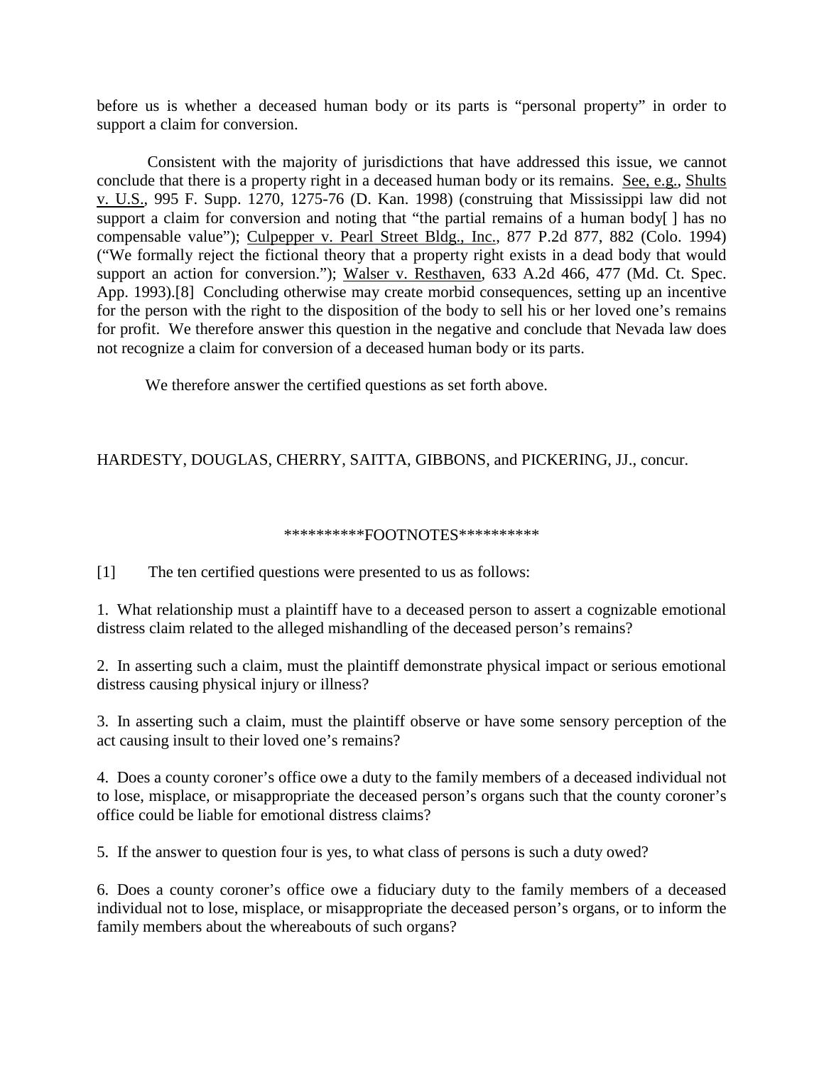before us is whether a deceased human body or its parts is "personal property" in order to support a claim for conversion.

Consistent with the majority of jurisdictions that have addressed this issue, we cannot conclude that there is a property right in a deceased human body or its remains. See, e.g., Shults v. U.S., 995 F. Supp. 1270, 1275-76 (D. Kan. 1998) (construing that Mississippi law did not support a claim for conversion and noting that "the partial remains of a human body[ ] has no compensable value"); Culpepper v. Pearl Street Bldg., Inc., 877 P.2d 877, 882 (Colo. 1994) ("We formally reject the fictional theory that a property right exists in a dead body that would support an action for conversion."); Walser v. Resthaven, 633 A.2d 466, 477 (Md. Ct. Spec. App. 1993).[8] Concluding otherwise may create morbid consequences, setting up an incentive for the person with the right to the disposition of the body to sell his or her loved one's remains for profit. We therefore answer this question in the negative and conclude that Nevada law does not recognize a claim for conversion of a deceased human body or its parts.

We therefore answer the certified questions as set forth above.

HARDESTY, DOUGLAS, CHERRY, SAITTA, GIBBONS, and PICKERING, JJ., concur.

**********FOOTNOTES**********

[1] The ten certified questions were presented to us as follows:

1. What relationship must a plaintiff have to a deceased person to assert a cognizable emotional distress claim related to the alleged mishandling of the deceased person's remains?

2. In asserting such a claim, must the plaintiff demonstrate physical impact or serious emotional distress causing physical injury or illness?

3. In asserting such a claim, must the plaintiff observe or have some sensory perception of the act causing insult to their loved one's remains?

4. Does a county coroner's office owe a duty to the family members of a deceased individual not to lose, misplace, or misappropriate the deceased person's organs such that the county coroner's office could be liable for emotional distress claims?

5. If the answer to question four is yes, to what class of persons is such a duty owed?

6. Does a county coroner's office owe a fiduciary duty to the family members of a deceased individual not to lose, misplace, or misappropriate the deceased person's organs, or to inform the family members about the whereabouts of such organs?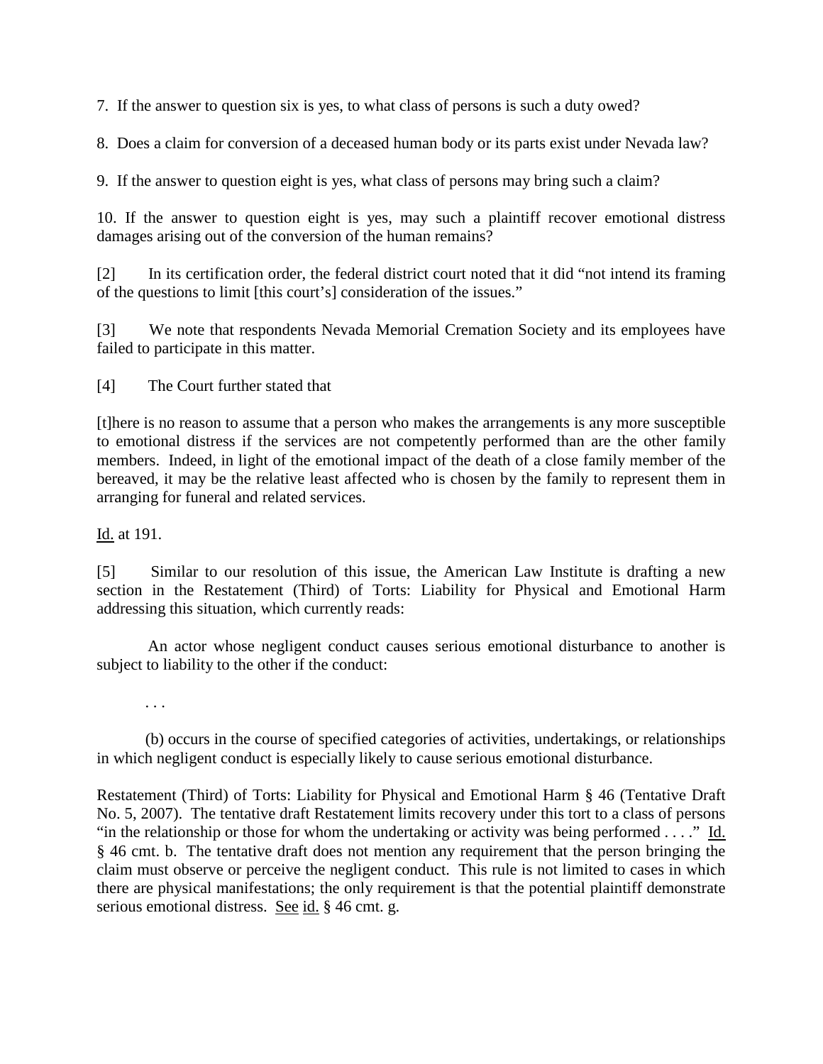7. If the answer to question six is yes, to what class of persons is such a duty owed?

8. Does a claim for conversion of a deceased human body or its parts exist under Nevada law?

9. If the answer to question eight is yes, what class of persons may bring such a claim?

10. If the answer to question eight is yes, may such a plaintiff recover emotional distress damages arising out of the conversion of the human remains?

[2] In its certification order, the federal district court noted that it did "not intend its framing of the questions to limit [this court's] consideration of the issues."

[3] We note that respondents Nevada Memorial Cremation Society and its employees have failed to participate in this matter.

[4] The Court further stated that

[t]here is no reason to assume that a person who makes the arrangements is any more susceptible to emotional distress if the services are not competently performed than are the other family members. Indeed, in light of the emotional impact of the death of a close family member of the bereaved, it may be the relative least affected who is chosen by the family to represent them in arranging for funeral and related services.

Id. at 191.

[5] Similar to our resolution of this issue, the American Law Institute is drafting a new section in the Restatement (Third) of Torts: Liability for Physical and Emotional Harm addressing this situation, which currently reads:

> An actor whose negligent conduct causes serious emotional disturbance to another is subject to liability to the other if the conduct:
>
> . . .
>
> (b) occurs in the course of specified categories of activities, undertakings, or relationships in which negligent conduct is especially likely to cause serious emotional disturbance.

Restatement (Third) of Torts: Liability for Physical and Emotional Harm § 46 (Tentative Draft No. 5, 2007). The tentative draft Restatement limits recovery under this tort to a class of persons "in the relationship or those for whom the undertaking or activity was being performed . . . ." Id. § 46 cmt. b. The tentative draft does not mention any requirement that the person bringing the claim must observe or perceive the negligent conduct. This rule is not limited to cases in which there are physical manifestations; the only requirement is that the potential plaintiff demonstrate serious emotional distress. See id. § 46 cmt. g.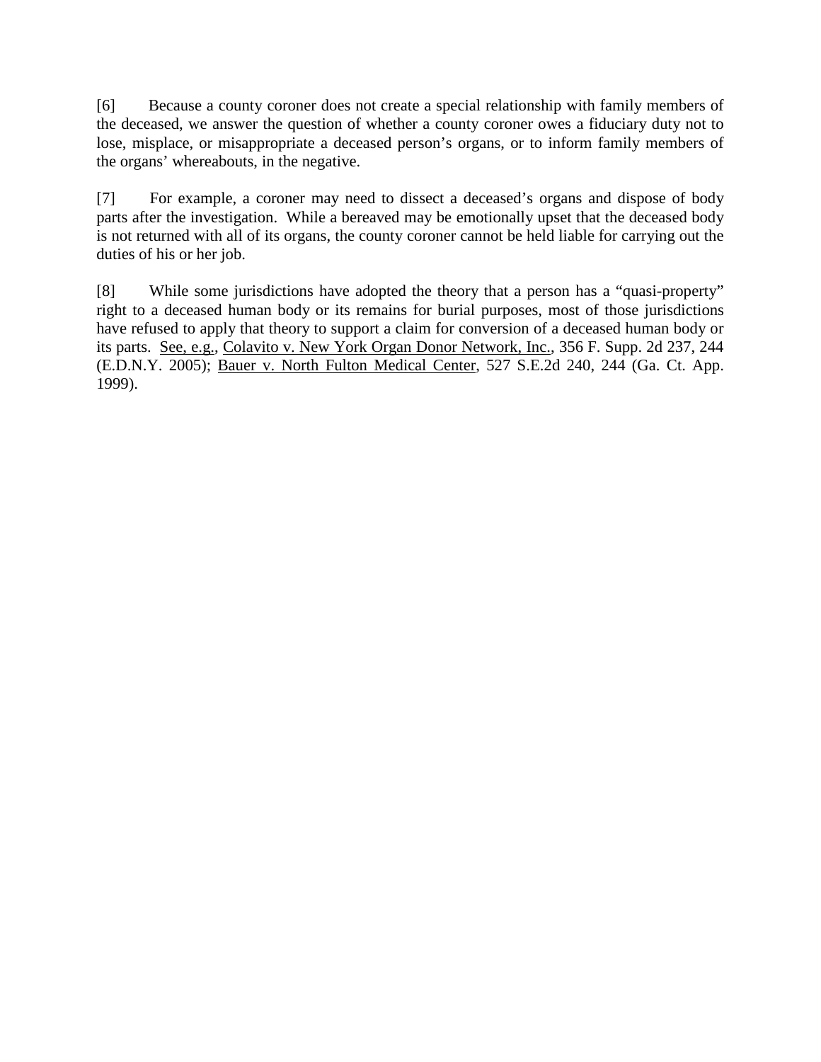[6] Because a county coroner does not create a special relationship with family members of the deceased, we answer the question of whether a county coroner owes a fiduciary duty not to lose, misplace, or misappropriate a deceased person's organs, or to inform family members of the organs' whereabouts, in the negative.

[7] For example, a coroner may need to dissect a deceased's organs and dispose of body parts after the investigation. While a bereaved may be emotionally upset that the deceased body is not returned with all of its organs, the county coroner cannot be held liable for carrying out the duties of his or her job.

[8] While some jurisdictions have adopted the theory that a person has a "quasi-property" right to a deceased human body or its remains for burial purposes, most of those jurisdictions have refused to apply that theory to support a claim for conversion of a deceased human body or its parts. See, e.g., Colavito v. New York Organ Donor Network, Inc., 356 F. Supp. 2d 237, 244 (E.D.N.Y. 2005); Bauer v. North Fulton Medical Center, 527 S.E.2d 240, 244 (Ga. Ct. App. 1999).